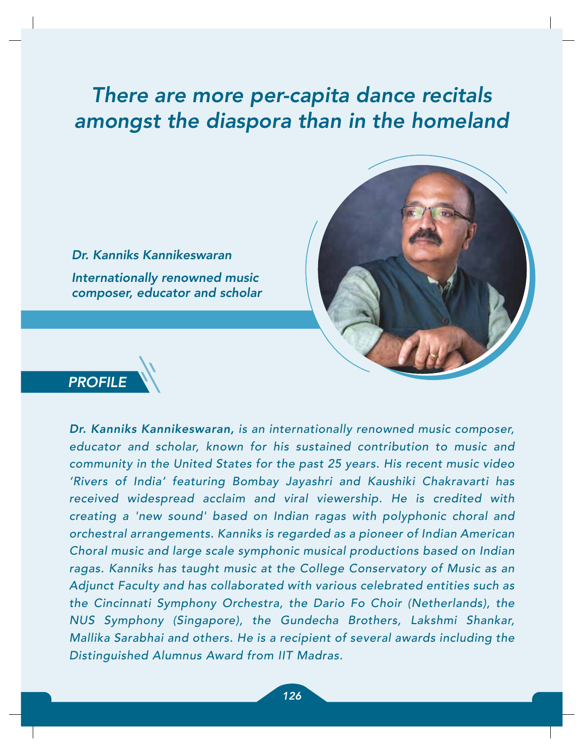# There are more per-capita dance recitals amongst the diaspora than in the homeland

*Dr. Kanniks Kannikeswaran*

*Internationally renowned music composer, educator and scholar*

## *PROFILE*

***Dr. Kanniks Kannikeswaran,*** *is an internationally renowned music composer, educator and scholar, known for his sustained contribution to music and community in the United States for the past 25 years. His recent music video 'Rivers of India' featuring Bombay Jayashri and Kaushiki Chakravarti has received widespread acclaim and viral viewership. He is credited with creating a 'new sound' based on Indian ragas with polyphonic choral and orchestral arrangements. Kanniks is regarded as a pioneer of Indian American Choral music and large scale symphonic musical productions based on Indian ragas. Kanniks has taught music at the College Conservatory of Music as an Adjunct Faculty and has collaborated with various celebrated entities such as the Cincinnati Symphony Orchestra, the Dario Fo Choir (Netherlands), the NUS Symphony (Singapore), the Gundecha Brothers, Lakshmi Shankar, Mallika Sarabhai and others. He is a recipient of several awards including the Distinguished Alumnus Award from IIT Madras.*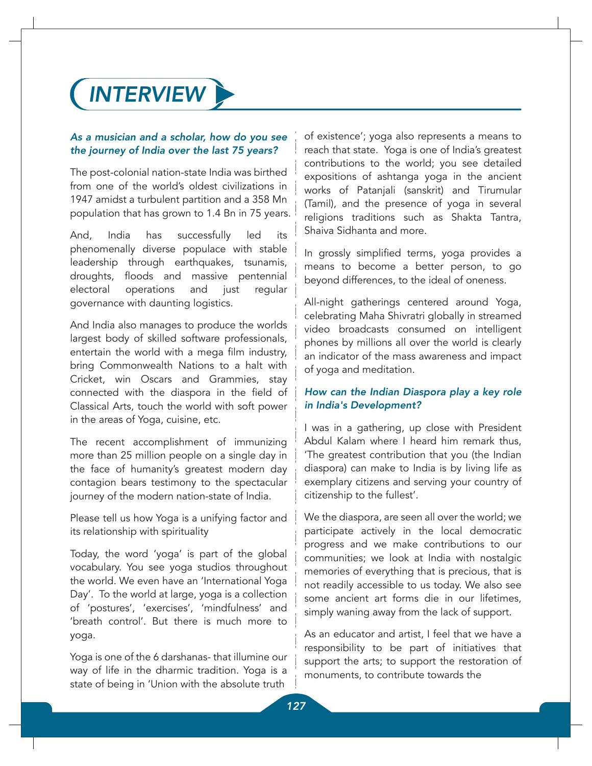# INTERVIEW

***As a musician and a scholar, how do you see the journey of India over the last 75 years?***

The post-colonial nation-state India was birthed from one of the world's oldest civilizations in 1947 amidst a turbulent partition and a 358 Mn population that has grown to 1.4 Bn in 75 years.

And, India has successfully led its phenomenally diverse populace with stable leadership through earthquakes, tsunamis, droughts, floods and massive pentennial electoral operations and just regular governance with daunting logistics.

And India also manages to produce the worlds largest body of skilled software professionals, entertain the world with a mega film industry, bring Commonwealth Nations to a halt with Cricket, win Oscars and Grammies, stay connected with the diaspora in the field of Classical Arts, touch the world with soft power in the areas of Yoga, cuisine, etc.

The recent accomplishment of immunizing more than 25 million people on a single day in the face of humanity's greatest modern day contagion bears testimony to the spectacular journey of the modern nation-state of India.

Please tell us how Yoga is a unifying factor and its relationship with spirituality

Today, the word 'yoga' is part of the global vocabulary. You see yoga studios throughout the world. We even have an 'International Yoga Day'. To the world at large, yoga is a collection of 'postures', 'exercises', 'mindfulness' and 'breath control'. But there is much more to yoga.

Yoga is one of the 6 darshanas- that illumine our way of life in the dharmic tradition. Yoga is a state of being in 'Union with the absolute truth of existence'; yoga also represents a means to reach that state. Yoga is one of India's greatest contributions to the world; you see detailed expositions of ashtanga yoga in the ancient works of Patanjali (sanskrit) and Tirumular (Tamil), and the presence of yoga in several religions traditions such as Shakta Tantra, Shaiva Sidhanta and more.

In grossly simplified terms, yoga provides a means to become a better person, to go beyond differences, to the ideal of oneness.

All-night gatherings centered around Yoga, celebrating Maha Shivratri globally in streamed video broadcasts consumed on intelligent phones by millions all over the world is clearly an indicator of the mass awareness and impact of yoga and meditation.

***How can the Indian Diaspora play a key role in India's Development?***

I was in a gathering, up close with President Abdul Kalam where I heard him remark thus, 'The greatest contribution that you (the Indian diaspora) can make to India is by living life as exemplary citizens and serving your country of citizenship to the fullest'.

We the diaspora, are seen all over the world; we participate actively in the local democratic progress and we make contributions to our communities; we look at India with nostalgic memories of everything that is precious, that is not readily accessible to us today. We also see some ancient art forms die in our lifetimes, simply waning away from the lack of support.

As an educator and artist, I feel that we have a responsibility to be part of initiatives that support the arts; to support the restoration of monuments, to contribute towards the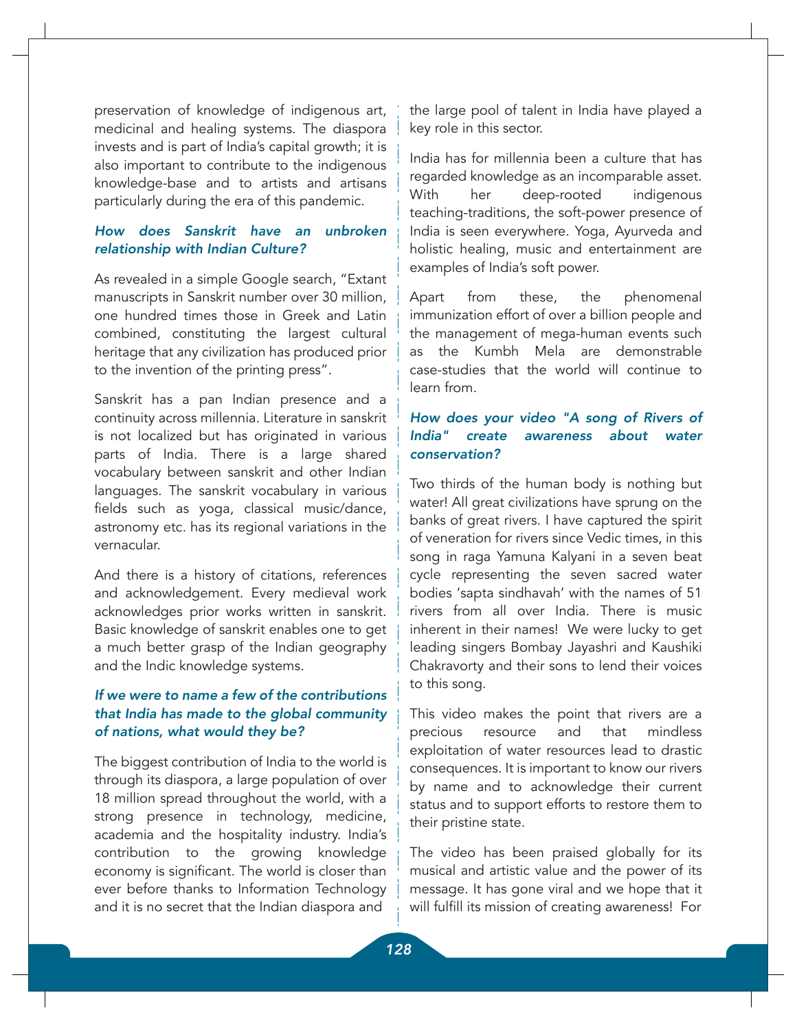preservation of knowledge of indigenous art, medicinal and healing systems. The diaspora invests and is part of India's capital growth; it is also important to contribute to the indigenous knowledge-base and to artists and artisans particularly during the era of this pandemic.

### *How does Sanskrit have an unbroken relationship with Indian Culture?*

As revealed in a simple Google search, "Extant manuscripts in Sanskrit number over 30 million, one hundred times those in Greek and Latin combined, constituting the largest cultural heritage that any civilization has produced prior to the invention of the printing press".

Sanskrit has a pan Indian presence and a continuity across millennia. Literature in sanskrit is not localized but has originated in various parts of India. There is a large shared vocabulary between sanskrit and other Indian languages. The sanskrit vocabulary in various fields such as yoga, classical music/dance, astronomy etc. has its regional variations in the vernacular.

And there is a history of citations, references and acknowledgement. Every medieval work acknowledges prior works written in sanskrit. Basic knowledge of sanskrit enables one to get a much better grasp of the Indian geography and the Indic knowledge systems.

### *If we were to name a few of the contributions that India has made to the global community of nations, what would they be?*

The biggest contribution of India to the world is through its diaspora, a large population of over 18 million spread throughout the world, with a strong presence in technology, medicine, academia and the hospitality industry. India's contribution to the growing knowledge economy is significant. The world is closer than ever before thanks to Information Technology and it is no secret that the Indian diaspora and the large pool of talent in India have played a key role in this sector.

India has for millennia been a culture that has regarded knowledge as an incomparable asset. With her deep-rooted indigenous teaching-traditions, the soft-power presence of India is seen everywhere. Yoga, Ayurveda and holistic healing, music and entertainment are examples of India's soft power.

Apart from these, the phenomenal immunization effort of over a billion people and the management of mega-human events such as the Kumbh Mela are demonstrable case-studies that the world will continue to learn from.

### *How does your video "A song of Rivers of India" create awareness about water conservation?*

Two thirds of the human body is nothing but water! All great civilizations have sprung on the banks of great rivers. I have captured the spirit of veneration for rivers since Vedic times, in this song in raga Yamuna Kalyani in a seven beat cycle representing the seven sacred water bodies 'sapta sindhavah' with the names of 51 rivers from all over India. There is music inherent in their names! We were lucky to get leading singers Bombay Jayashri and Kaushiki Chakravorty and their sons to lend their voices to this song.

This video makes the point that rivers are a precious resource and that mindless exploitation of water resources lead to drastic consequences. It is important to know our rivers by name and to acknowledge their current status and to support efforts to restore them to their pristine state.

The video has been praised globally for its musical and artistic value and the power of its message. It has gone viral and we hope that it will fulfill its mission of creating awareness! For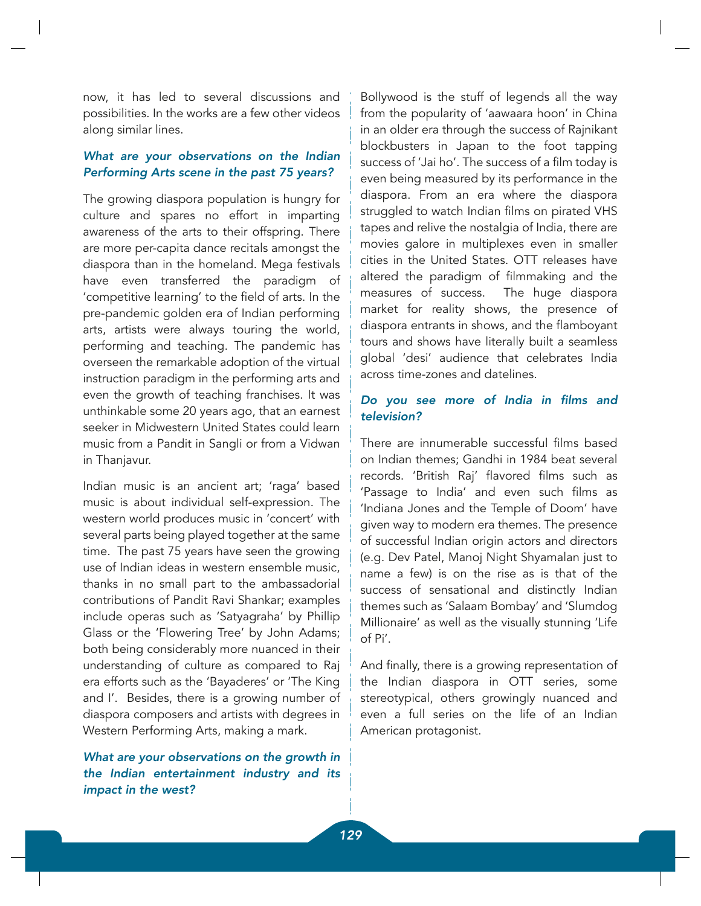now, it has led to several discussions and possibilities. In the works are a few other videos along similar lines.

***What are your observations on the Indian Performing Arts scene in the past 75 years?***

The growing diaspora population is hungry for culture and spares no effort in imparting awareness of the arts to their offspring. There are more per-capita dance recitals amongst the diaspora than in the homeland. Mega festivals have even transferred the paradigm of 'competitive learning' to the field of arts. In the pre-pandemic golden era of Indian performing arts, artists were always touring the world, performing and teaching. The pandemic has overseen the remarkable adoption of the virtual instruction paradigm in the performing arts and even the growth of teaching franchises. It was unthinkable some 20 years ago, that an earnest seeker in Midwestern United States could learn music from a Pandit in Sangli or from a Vidwan in Thanjavur.

Indian music is an ancient art; 'raga' based music is about individual self-expression. The western world produces music in 'concert' with several parts being played together at the same time. The past 75 years have seen the growing use of Indian ideas in western ensemble music, thanks in no small part to the ambassadorial contributions of Pandit Ravi Shankar; examples include operas such as 'Satyagraha' by Phillip Glass or the 'Flowering Tree' by John Adams; both being considerably more nuanced in their understanding of culture as compared to Raj era efforts such as the 'Bayaderes' or 'The King and I'. Besides, there is a growing number of diaspora composers and artists with degrees in Western Performing Arts, making a mark.

***What are your observations on the growth in the Indian entertainment industry and its impact in the west?***

Bollywood is the stuff of legends all the way from the popularity of 'aawaara hoon' in China in an older era through the success of Rajnikant blockbusters in Japan to the foot tapping success of 'Jai ho'. The success of a film today is even being measured by its performance in the diaspora. From an era where the diaspora struggled to watch Indian films on pirated VHS tapes and relive the nostalgia of India, there are movies galore in multiplexes even in smaller cities in the United States. OTT releases have altered the paradigm of filmmaking and the measures of success. The huge diaspora market for reality shows, the presence of diaspora entrants in shows, and the flamboyant tours and shows have literally built a seamless global 'desi' audience that celebrates India across time-zones and datelines.

***Do you see more of India in films and television?***

There are innumerable successful films based on Indian themes; Gandhi in 1984 beat several records. 'British Raj' flavored films such as 'Passage to India' and even such films as 'Indiana Jones and the Temple of Doom' have given way to modern era themes. The presence of successful Indian origin actors and directors (e.g. Dev Patel, Manoj Night Shyamalan just to name a few) is on the rise as is that of the success of sensational and distinctly Indian themes such as 'Salaam Bombay' and 'Slumdog Millionaire' as well as the visually stunning 'Life of Pi'.

And finally, there is a growing representation of the Indian diaspora in OTT series, some stereotypical, others growingly nuanced and even a full series on the life of an Indian American protagonist.